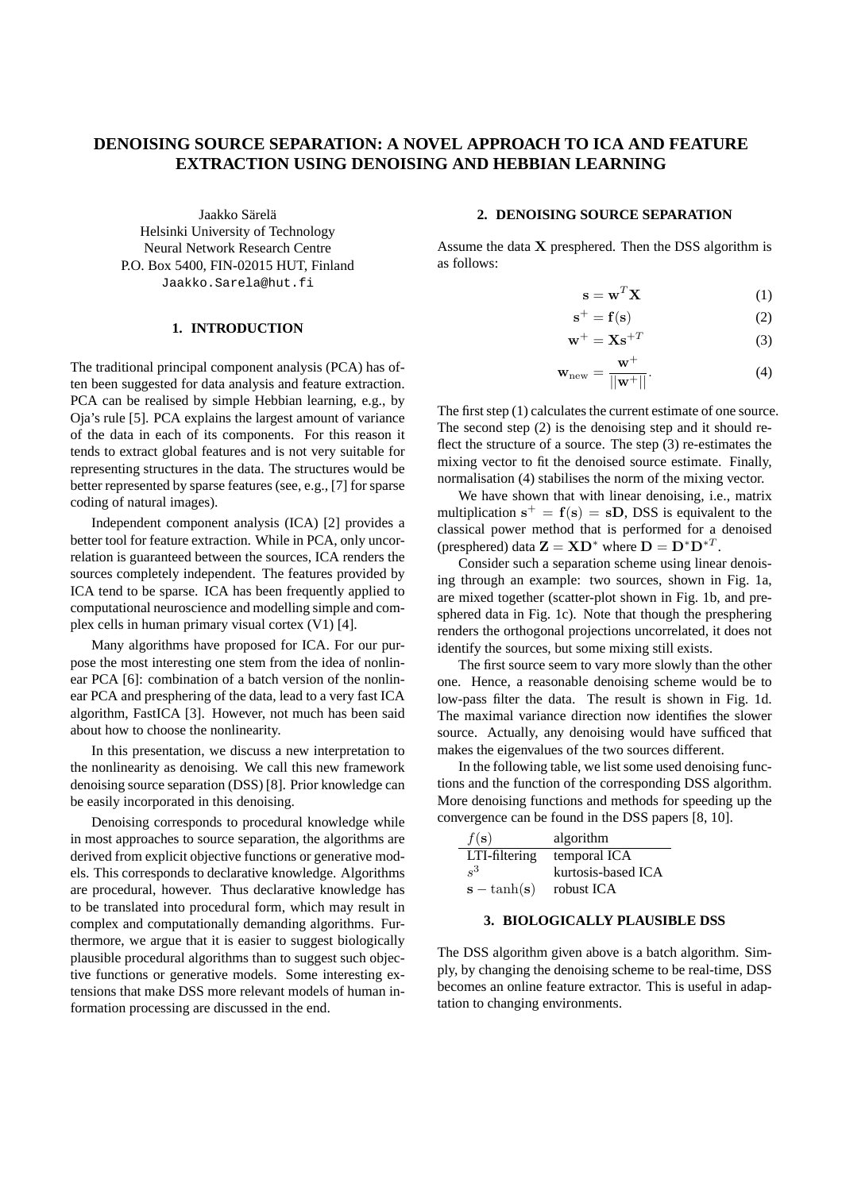# DENOISING SOURCE SEPARATION: A NOVEL APPROACH TO ICA AND FEATURE EXTRACTION USING DENOISING AND HEBBIAN LEARNING

Jaakko Särelä
Helsinki University of Technology
Neural Network Research Centre
P.O. Box 5400, FIN-02015 HUT, Finland
Jaakko.Sarela@hut.fi

## 1. INTRODUCTION

The traditional principal component analysis (PCA) has often been suggested for data analysis and feature extraction. PCA can be realised by simple Hebbian learning, e.g., by Oja's rule [5]. PCA explains the largest amount of variance of the data in each of its components. For this reason it tends to extract global features and is not very suitable for representing structures in the data. The structures would be better represented by sparse features (see, e.g., [7] for sparse coding of natural images).

Independent component analysis (ICA) [2] provides a better tool for feature extraction. While in PCA, only uncorrelation is guaranteed between the sources, ICA renders the sources completely independent. The features provided by ICA tend to be sparse. ICA has been frequently applied to computational neuroscience and modelling simple and complex cells in human primary visual cortex (V1) [4].

Many algorithms have proposed for ICA. For our purpose the most interesting one stem from the idea of nonlinear PCA [6]: combination of a batch version of the nonlinear PCA and presphering of the data, lead to a very fast ICA algorithm, FastICA [3]. However, not much has been said about how to choose the nonlinearity.

In this presentation, we discuss a new interpretation to the nonlinearity as denoising. We call this new framework denoising source separation (DSS) [8]. Prior knowledge can be easily incorporated in this denoising.

Denoising corresponds to procedural knowledge while in most approaches to source separation, the algorithms are derived from explicit objective functions or generative models. This corresponds to declarative knowledge. Algorithms are procedural, however. Thus declarative knowledge has to be translated into procedural form, which may result in complex and computationally demanding algorithms. Furthermore, we argue that it is easier to suggest biologically plausible procedural algorithms than to suggest such objective functions or generative models. Some interesting extensions that make DSS more relevant models of human information processing are discussed in the end.

## 2. DENOISING SOURCE SEPARATION

Assume the data $\mathbf{X}$ presphered. Then the DSS algorithm is as follows:

$$\mathbf{s} = \mathbf{w}^T \mathbf{X} \tag{1}$$

$$\mathbf{s}^+ = \mathbf{f}(\mathbf{s}) \tag{2}$$

$$\mathbf{w}^+ = \mathbf{X}\mathbf{s}^{+T} \tag{3}$$

$$\mathbf{w}_{\text{new}} = \frac{\mathbf{w}^+}{||\mathbf{w}^+||}. \tag{4}$$

The first step (1) calculates the current estimate of one source. The second step (2) is the denoising step and it should reflect the structure of a source. The step (3) re-estimates the mixing vector to fit the denoised source estimate. Finally, normalisation (4) stabilises the norm of the mixing vector.

We have shown that with linear denoising, i.e., matrix multiplication $\mathbf{s}^+ = \mathbf{f}(\mathbf{s}) = \mathbf{s}\mathbf{D}$, DSS is equivalent to the classical power method that is performed for a denoised (presphered) data $\mathbf{Z} = \mathbf{X}\mathbf{D}^*$ where $\mathbf{D} = \mathbf{D}^*\mathbf{D}^{*T}$.

Consider such a separation scheme using linear denoising through an example: two sources, shown in Fig. 1a, are mixed together (scatter-plot shown in Fig. 1b, and presphered data in Fig. 1c). Note that though the presphering renders the orthogonal projections uncorrelated, it does not identify the sources, but some mixing still exists.

The first source seem to vary more slowly than the other one. Hence, a reasonable denoising scheme would be to low-pass filter the data. The result is shown in Fig. 1d. The maximal variance direction now identifies the slower source. Actually, any denoising would have sufficed that makes the eigenvalues of the two sources different.

In the following table, we list some used denoising functions and the function of the corresponding DSS algorithm. More denoising functions and methods for speeding up the convergence can be found in the DSS papers [8, 10].

| $f(\mathbf{s})$ | algorithm |
|---|---|
| LTI-filtering | temporal ICA |
| $s^3$ | kurtosis-based ICA |
| $\mathbf{s} - \tanh(\mathbf{s})$ | robust ICA |

## 3. BIOLOGICALLY PLAUSIBLE DSS

The DSS algorithm given above is a batch algorithm. Simply, by changing the denoising scheme to be real-time, DSS becomes an online feature extractor. This is useful in adaptation to changing environments.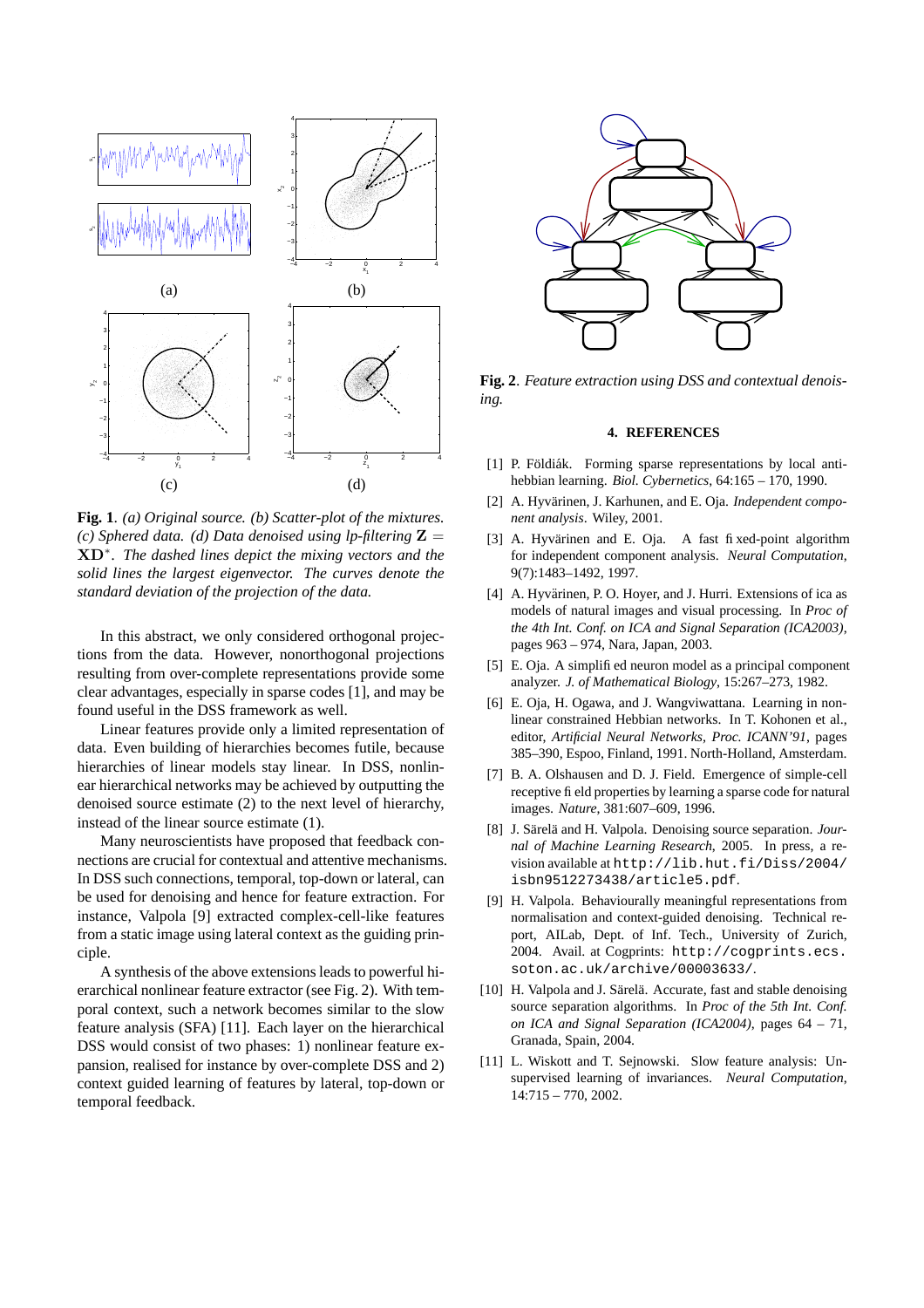(a)

(b)

(c)

(d)

**Fig. 1**. *(a) Original source. (b) Scatter-plot of the mixtures. (c) Sphered data. (d) Data denoised using lp-filtering* $\mathbf{Z} = \mathbf{X}\mathbf{D}^*$. *The dashed lines depict the mixing vectors and the solid lines the largest eigenvector. The curves denote the standard deviation of the projection of the data.*

In this abstract, we only considered orthogonal projections from the data. However, nonorthogonal projections resulting from over-complete representations provide some clear advantages, especially in sparse codes [1], and may be found useful in the DSS framework as well.

Linear features provide only a limited representation of data. Even building of hierarchies becomes futile, because hierarchies of linear models stay linear. In DSS, nonlinear hierarchical networks may be achieved by outputting the denoised source estimate (2) to the next level of hierarchy, instead of the linear source estimate (1).

Many neuroscientists have proposed that feedback connections are crucial for contextual and attentive mechanisms. In DSS such connections, temporal, top-down or lateral, can be used for denoising and hence for feature extraction. For instance, Valpola [9] extracted complex-cell-like features from a static image using lateral context as the guiding principle.

A synthesis of the above extensions leads to powerful hierarchical nonlinear feature extractor (see Fig. 2). With temporal context, such a network becomes similar to the slow feature analysis (SFA) [11]. Each layer on the hierarchical DSS would consist of two phases: 1) nonlinear feature expansion, realised for instance by over-complete DSS and 2) context guided learning of features by lateral, top-down or temporal feedback.

**Fig. 2**. *Feature extraction using DSS and contextual denoising.*

## 4. REFERENCES

[1] P. Földiák. Forming sparse representations by local anti-hebbian learning. *Biol. Cybernetics*, 64:165 – 170, 1990.

[2] A. Hyvärinen, J. Karhunen, and E. Oja. *Independent component analysis*. Wiley, 2001.

[3] A. Hyvärinen and E. Oja. A fast fixed-point algorithm for independent component analysis. *Neural Computation*, 9(7):1483–1492, 1997.

[4] A. Hyvärinen, P. O. Hoyer, and J. Hurri. Extensions of ica as models of natural images and visual processing. In *Proc of the 4th Int. Conf. on ICA and Signal Separation (ICA2003)*, pages 963 – 974, Nara, Japan, 2003.

[5] E. Oja. A simplified neuron model as a principal component analyzer. *J. of Mathematical Biology*, 15:267–273, 1982.

[6] E. Oja, H. Ogawa, and J. Wangviwattana. Learning in nonlinear constrained Hebbian networks. In T. Kohonen et al., editor, *Artificial Neural Networks, Proc. ICANN'91*, pages 385–390, Espoo, Finland, 1991. North-Holland, Amsterdam.

[7] B. A. Olshausen and D. J. Field. Emergence of simple-cell receptive field properties by learning a sparse code for natural images. *Nature*, 381:607–609, 1996.

[8] J. Särelä and H. Valpola. Denoising source separation. *Journal of Machine Learning Research*, 2005. In press, a revision available at `http://lib.hut.fi/Diss/2004/isbn9512273438/article5.pdf`.

[9] H. Valpola. Behaviourally meaningful representations from normalisation and context-guided denoising. Technical report, AILab, Dept. of Inf. Tech., University of Zurich, 2004. Avail. at Cogprints: `http://cogprints.ecs.soton.ac.uk/archive/00003633/`.

[10] H. Valpola and J. Särelä. Accurate, fast and stable denoising source separation algorithms. In *Proc of the 5th Int. Conf. on ICA and Signal Separation (ICA2004)*, pages 64 – 71, Granada, Spain, 2004.

[11] L. Wiskott and T. Sejnowski. Slow feature analysis: Unsupervised learning of invariances. *Neural Computation*, 14:715 – 770, 2002.